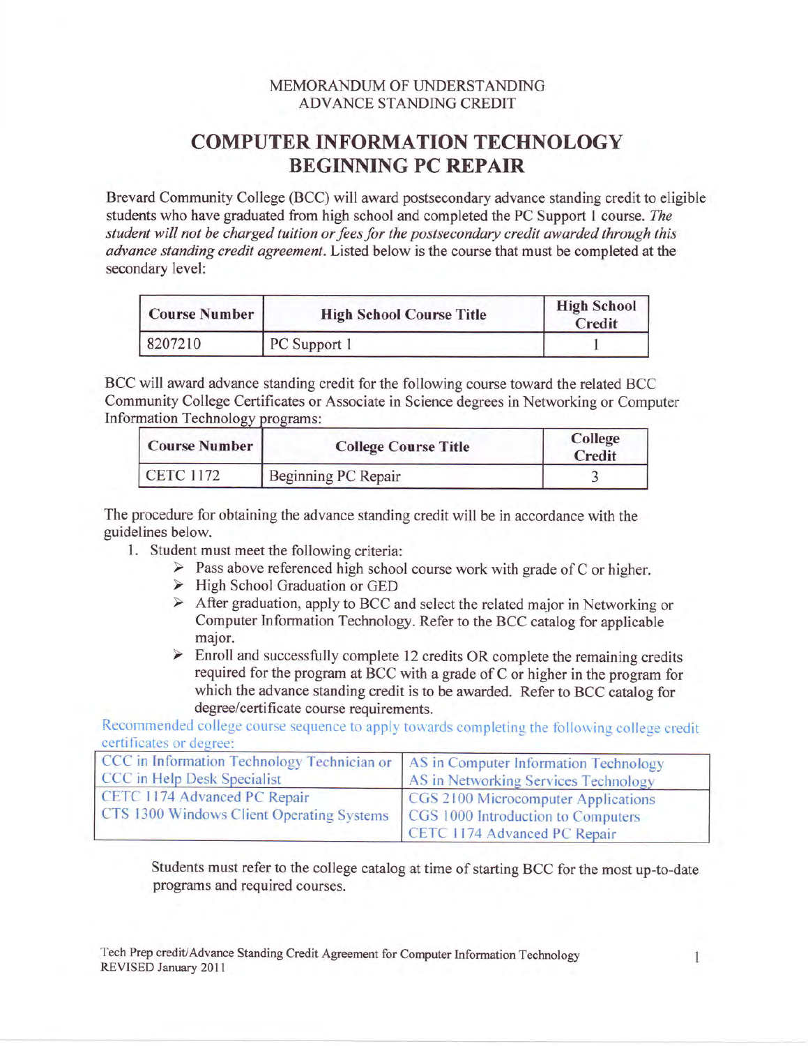MEMORANDUM OF UNDERSTANDING
ADVANCE STANDING CREDIT

# COMPUTER INFORMATION TECHNOLOGY BEGINNING PC REPAIR

Brevard Community College (BCC) will award postsecondary advance standing credit to eligible students who have graduated from high school and completed the PC Support 1 course. *The student will not be charged tuition or fees for the postsecondary credit awarded through this advance standing credit agreement.* Listed below is the course that must be completed at the secondary level:

| Course Number | High School Course Title | High School Credit |
|---|---|---|
| 8207210 | PC Support 1 | 1 |

BCC will award advance standing credit for the following course toward the related BCC Community College Certificates or Associate in Science degrees in Networking or Computer Information Technology programs:

| Course Number | College Course Title | College Credit |
|---|---|---|
| CETC 1172 | Beginning PC Repair | 3 |

The procedure for obtaining the advance standing credit will be in accordance with the guidelines below.

1. Student must meet the following criteria:
   - Pass above referenced high school course work with grade of C or higher.
   - High School Graduation or GED
   - After graduation, apply to BCC and select the related major in Networking or Computer Information Technology. Refer to the BCC catalog for applicable major.
   - Enroll and successfully complete 12 credits OR complete the remaining credits required for the program at BCC with a grade of C or higher in the program for which the advance standing credit is to be awarded. Refer to BCC catalog for degree/certificate course requirements.

Recommended college course sequence to apply towards completing the following college credit certificates or degree:

| CCC in Information Technology Technician or CCC in Help Desk Specialist | AS in Computer Information Technology AS in Networking Services Technology |
|---|---|
| CETC 1174 Advanced PC Repair<br>CTS 1300 Windows Client Operating Systems | CGS 2100 Microcomputer Applications<br>CGS 1000 Introduction to Computers<br>CETC 1174 Advanced PC Repair |

Students must refer to the college catalog at time of starting BCC for the most up-to-date programs and required courses.

Tech Prep credit/Advance Standing Credit Agreement for Computer Information Technology
REVISED January 2011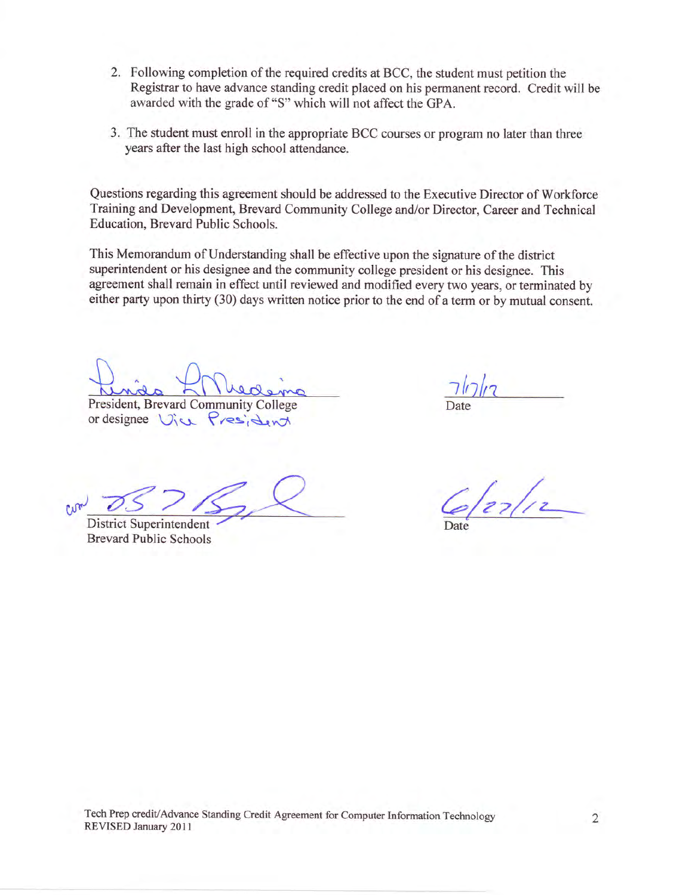2. Following completion of the required credits at BCC, the student must petition the Registrar to have advance standing credit placed on his permanent record. Credit will be awarded with the grade of "S" which will not affect the GPA.

3. The student must enroll in the appropriate BCC courses or program no later than three years after the last high school attendance.

Questions regarding this agreement should be addressed to the Executive Director of Workforce Training and Development, Brevard Community College and/or Director, Career and Technical Education, Brevard Public Schools.

This Memorandum of Understanding shall be effective upon the signature of the district superintendent or his designee and the community college president or his designee. This agreement shall remain in effect until reviewed and modified every two years, or terminated by either party upon thirty (30) days written notice prior to the end of a term or by mutual consent.

President, Brevard Community College
or designee Vice President

7/17/12
Date

District Superintendent
Brevard Public Schools

6/27/12
Date

Tech Prep credit/Advance Standing Credit Agreement for Computer Information Technology
REVISED January 2011